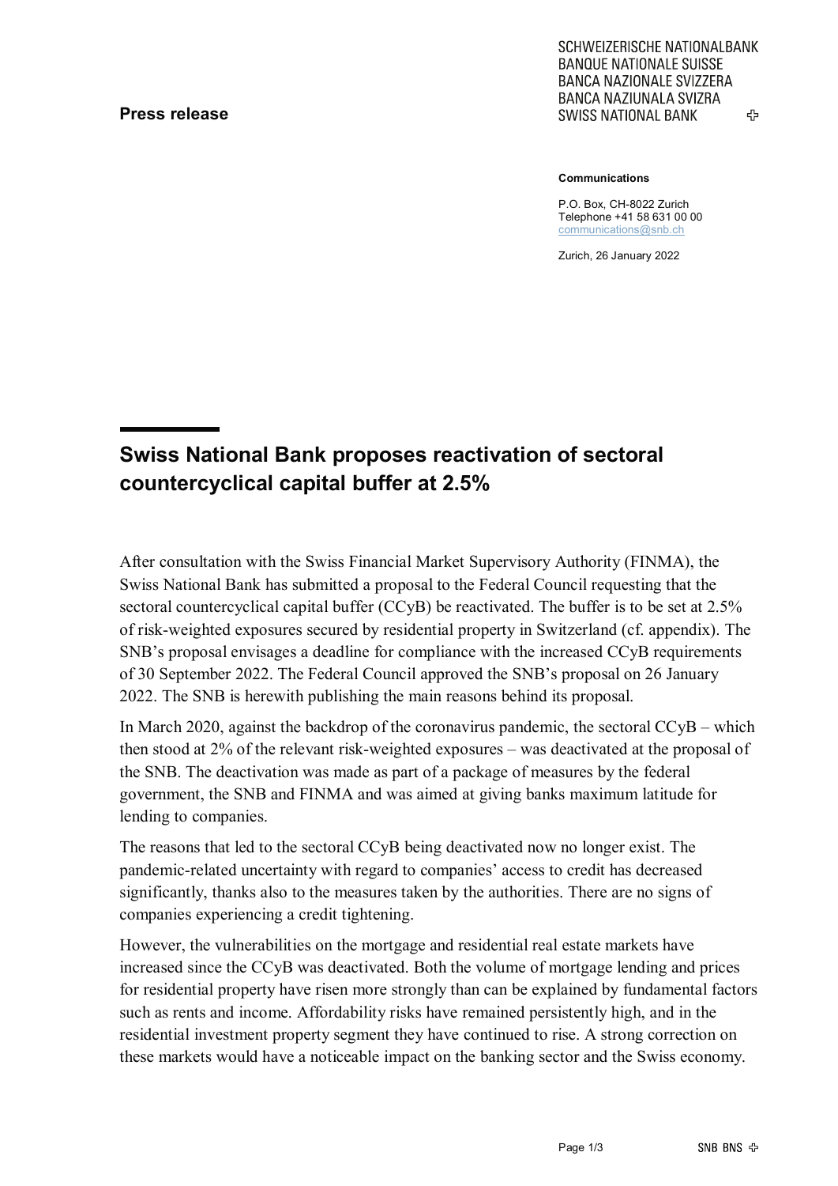**Press release**

SCHWEIZERISCHE NATIONALBANK
BANQUE NATIONALE SUISSE
BANCA NAZIONALE SVIZZERA
BANCA NAZIUNALA SVIZRA
SWISS NATIONAL BANK

**Communications**

P.O. Box, CH-8022 Zurich
Telephone +41 58 631 00 00
communications@snb.ch

Zurich, 26 January 2022

# Swiss National Bank proposes reactivation of sectoral countercyclical capital buffer at 2.5%

After consultation with the Swiss Financial Market Supervisory Authority (FINMA), the Swiss National Bank has submitted a proposal to the Federal Council requesting that the sectoral countercyclical capital buffer (CCyB) be reactivated. The buffer is to be set at 2.5% of risk-weighted exposures secured by residential property in Switzerland (cf. appendix). The SNB's proposal envisages a deadline for compliance with the increased CCyB requirements of 30 September 2022. The Federal Council approved the SNB's proposal on 26 January 2022. The SNB is herewith publishing the main reasons behind its proposal.

In March 2020, against the backdrop of the coronavirus pandemic, the sectoral CCyB – which then stood at 2% of the relevant risk-weighted exposures – was deactivated at the proposal of the SNB. The deactivation was made as part of a package of measures by the federal government, the SNB and FINMA and was aimed at giving banks maximum latitude for lending to companies.

The reasons that led to the sectoral CCyB being deactivated now no longer exist. The pandemic-related uncertainty with regard to companies' access to credit has decreased significantly, thanks also to the measures taken by the authorities. There are no signs of companies experiencing a credit tightening.

However, the vulnerabilities on the mortgage and residential real estate markets have increased since the CCyB was deactivated. Both the volume of mortgage lending and prices for residential property have risen more strongly than can be explained by fundamental factors such as rents and income. Affordability risks have remained persistently high, and in the residential investment property segment they have continued to rise. A strong correction on these markets would have a noticeable impact on the banking sector and the Swiss economy.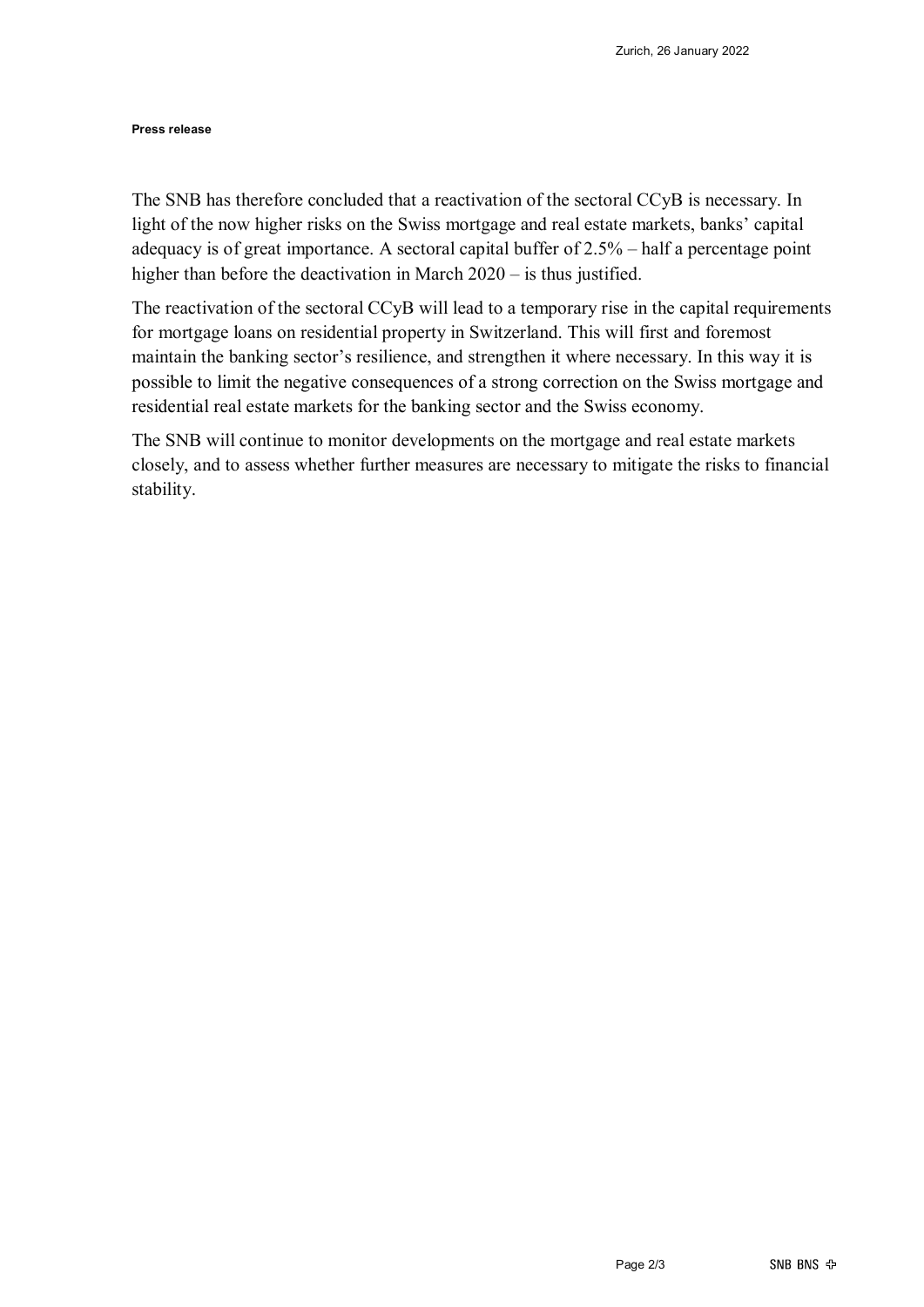The SNB has therefore concluded that a reactivation of the sectoral CCyB is necessary. In light of the now higher risks on the Swiss mortgage and real estate markets, banks' capital adequacy is of great importance. A sectoral capital buffer of 2.5% – half a percentage point higher than before the deactivation in March 2020 – is thus justified.

The reactivation of the sectoral CCyB will lead to a temporary rise in the capital requirements for mortgage loans on residential property in Switzerland. This will first and foremost maintain the banking sector's resilience, and strengthen it where necessary. In this way it is possible to limit the negative consequences of a strong correction on the Swiss mortgage and residential real estate markets for the banking sector and the Swiss economy.

The SNB will continue to monitor developments on the mortgage and real estate markets closely, and to assess whether further measures are necessary to mitigate the risks to financial stability.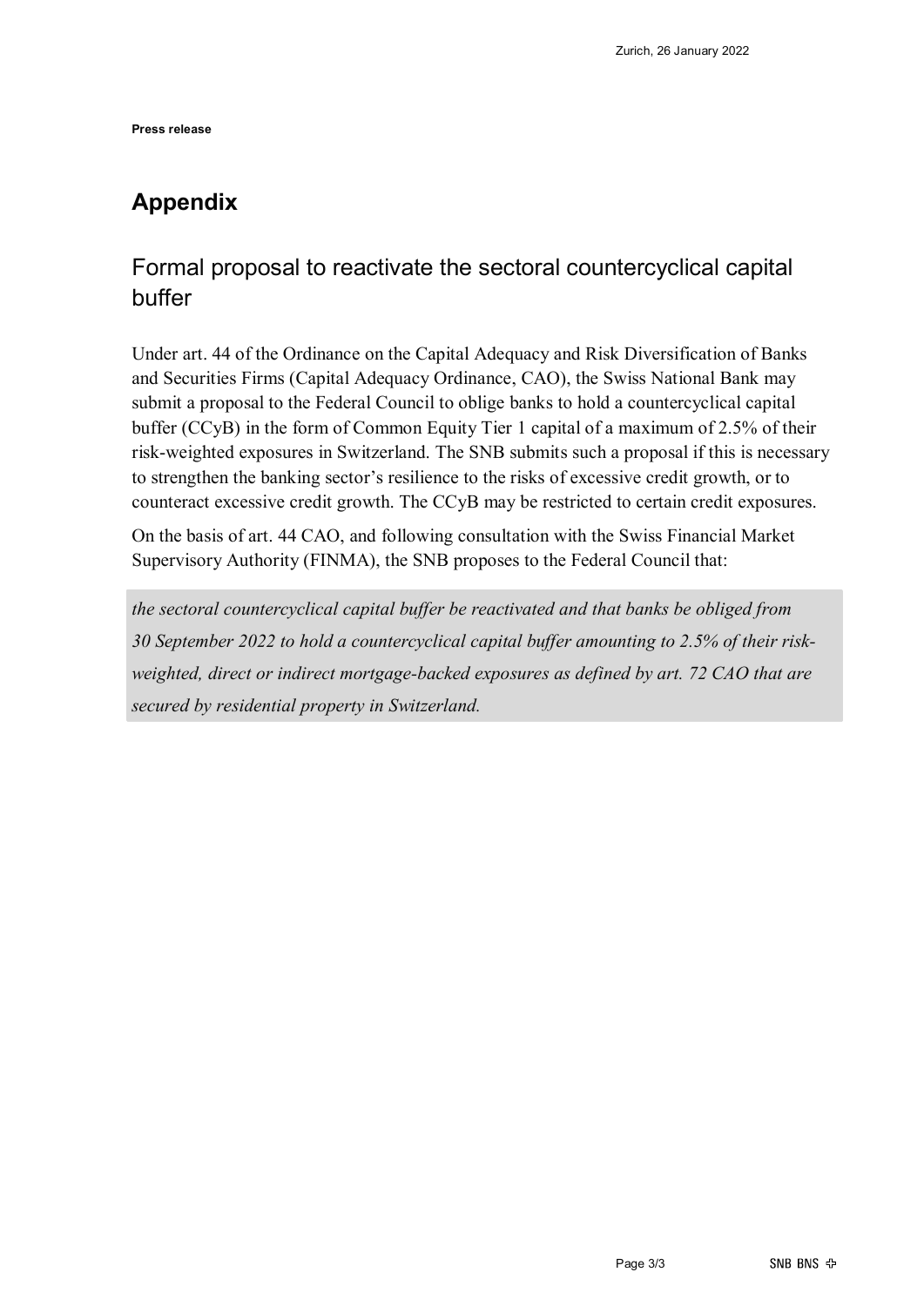Zurich, 26 January 2022

**Press release**

# Appendix

## Formal proposal to reactivate the sectoral countercyclical capital buffer

Under art. 44 of the Ordinance on the Capital Adequacy and Risk Diversification of Banks and Securities Firms (Capital Adequacy Ordinance, CAO), the Swiss National Bank may submit a proposal to the Federal Council to oblige banks to hold a countercyclical capital buffer (CCyB) in the form of Common Equity Tier 1 capital of a maximum of 2.5% of their risk-weighted exposures in Switzerland. The SNB submits such a proposal if this is necessary to strengthen the banking sector's resilience to the risks of excessive credit growth, or to counteract excessive credit growth. The CCyB may be restricted to certain credit exposures.

On the basis of art. 44 CAO, and following consultation with the Swiss Financial Market Supervisory Authority (FINMA), the SNB proposes to the Federal Council that:

*the sectoral countercyclical capital buffer be reactivated and that banks be obliged from 30 September 2022 to hold a countercyclical capital buffer amounting to 2.5% of their risk-weighted, direct or indirect mortgage-backed exposures as defined by art. 72 CAO that are secured by residential property in Switzerland.*